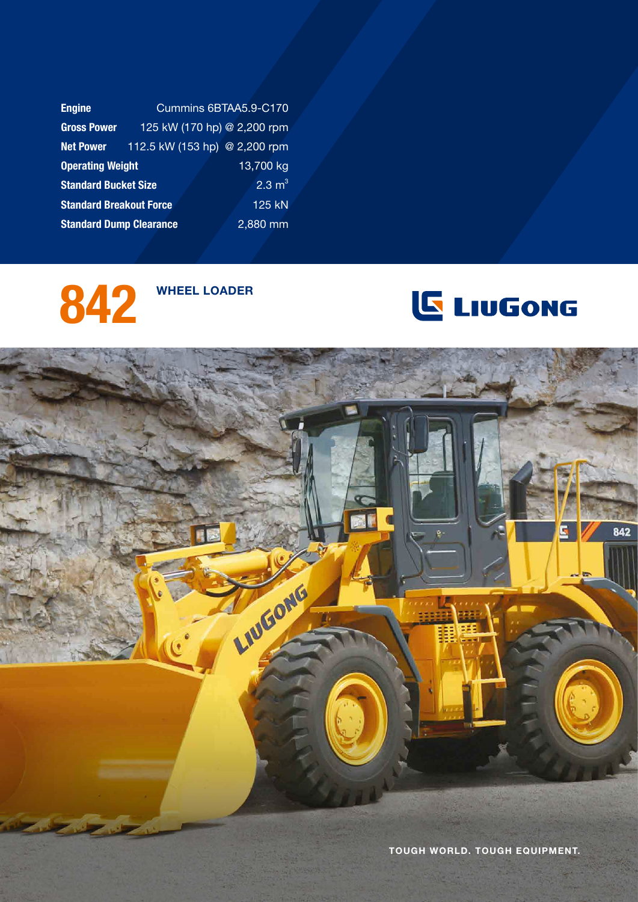| | |
|---|---|
| **Engine** | Cummins 6BTAA5.9-C170 |
| **Gross Power** | 125 kW (170 hp) @ 2,200 rpm |
| **Net Power** | 112.5 kW (153 hp) @ 2,200 rpm |
| **Operating Weight** | 13,700 kg |
| **Standard Bucket Size** | 2.3 $m^3$ |
| **Standard Breakout Force** | 125 kN |
| **Standard Dump Clearance** | 2,880 mm |

# 842

## WHEEL LOADER

LIUGONG

TOUGH WORLD. TOUGH EQUIPMENT.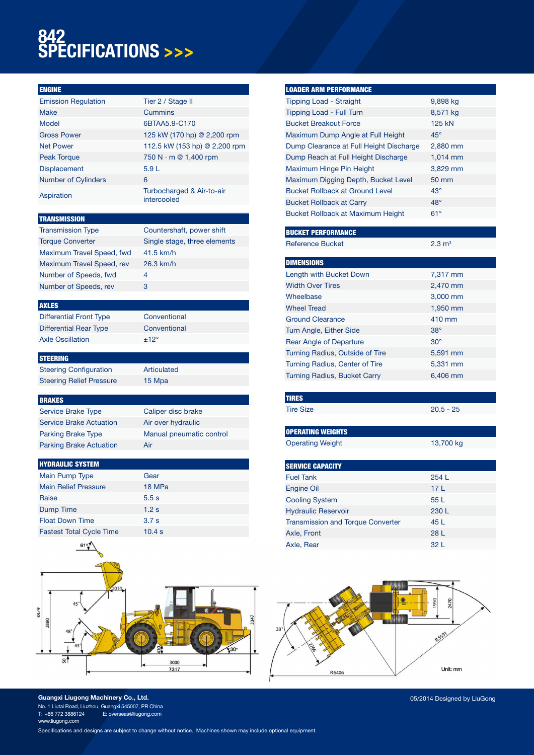# 842 SPECIFICATIONS >>>

| ENGINE | |
|---|---|
| Emission Regulation | Tier 2 / Stage II |
| Make | Cummins |
| Model | 6BTAA5.9-C170 |
| Gross Power | 125 kW (170 hp) @ 2,200 rpm |
| Net Power | 112.5 kW (153 hp) @ 2,200 rpm |
| Peak Torque | 750 N · m @ 1,400 rpm |
| Displacement | 5.9 L |
| Number of Cylinders | 6 |
| Aspiration | Turbocharged & Air-to-air intercooled |

| TRANSMISSION | |
|---|---|
| Transmission Type | Countershaft, power shift |
| Torque Converter | Single stage, three elements |
| Maximum Travel Speed, fwd | 41.5 km/h |
| Maximum Travel Speed, rev | 26.3 km/h |
| Number of Speeds, fwd | 4 |
| Number of Speeds, rev | 3 |

| AXLES | |
|---|---|
| Differential Front Type | Conventional |
| Differential Rear Type | Conventional |
| Axle Oscillation | ±12° |

| STEERING | |
|---|---|
| Steering Configuration | Articulated |
| Steering Relief Pressure | 15 Mpa |

| BRAKES | |
|---|---|
| Service Brake Type | Caliper disc brake |
| Service Brake Actuation | Air over hydraulic |
| Parking Brake Type | Manual pneumatic control |
| Parking Brake Actuation | Air |

| HYDRAULIC SYSTEM | |
|---|---|
| Main Pump Type | Gear |
| Main Relief Pressure | 18 MPa |
| Raise | 5.5 s |
| Dump Time | 1.2 s |
| Float Down Time | 3.7 s |
| Fastest Total Cycle Time | 10.4 s |

| LOADER ARM PERFORMANCE | |
|---|---|
| Tipping Load - Straight | 9,898 kg |
| Tipping Load - Full Turn | 8,571 kg |
| Bucket Breakout Force | 125 kN |
| Maximum Dump Angle at Full Height | 45° |
| Dump Clearance at Full Height Discharge | 2,880 mm |
| Dump Reach at Full Height Discharge | 1,014 mm |
| Maximum Hinge Pin Height | 3,829 mm |
| Maximum Digging Depth, Bucket Level | 50 mm |
| Bucket Rollback at Ground Level | 43° |
| Bucket Rollback at Carry | 48° |
| Bucket Rollback at Maximum Height | 61° |

| BUCKET PERFORMANCE | |
|---|---|
| Reference Bucket | 2.3 m³ |

| DIMENSIONS | |
|---|---|
| Length with Bucket Down | 7,317 mm |
| Width Over Tires | 2,470 mm |
| Wheelbase | 3,000 mm |
| Wheel Tread | 1,950 mm |
| Ground Clearance | 410 mm |
| Turn Angle, Either Side | 38° |
| Rear Angle of Departure | 30° |
| Turning Radius, Outside of Tire | 5,591 mm |
| Turning Radius, Center of Tire | 5,331 mm |
| Turning Radius, Bucket Carry | 6,406 mm |

| TIRES | |
|---|---|
| Tire Size | 20.5 - 25 |

| OPERATING WEIGHTS | |
|---|---|
| Operating Weight | 13,700 kg |

| SERVICE CAPACITY | |
|---|---|
| Fuel Tank | 254 L |
| Engine Oil | 17 L |
| Cooling System | 55 L |
| Hydraulic Reservoir | 230 L |
| Transmission and Torque Converter | 45 L |
| Axle, Front | 28 L |
| Axle, Rear | 32 L |

61°
1014
45°
3829
2880
48°
43°
50
410
3000
7317
3347
30°

38°
2766
R6406
1950
2470
R5591
Unit: mm

**Guangxi Liugong Machinery Co., Ltd.**
No. 1 Liutai Road, Liuzhou, Guangxi 545007, PR China
T: +86 772 3886124 E: overseas@liugong.com
www.liugong.com

05/2014 Designed by LiuGong

Specifications and designs are subject to change without notice. Machines shown may include optional equipment.